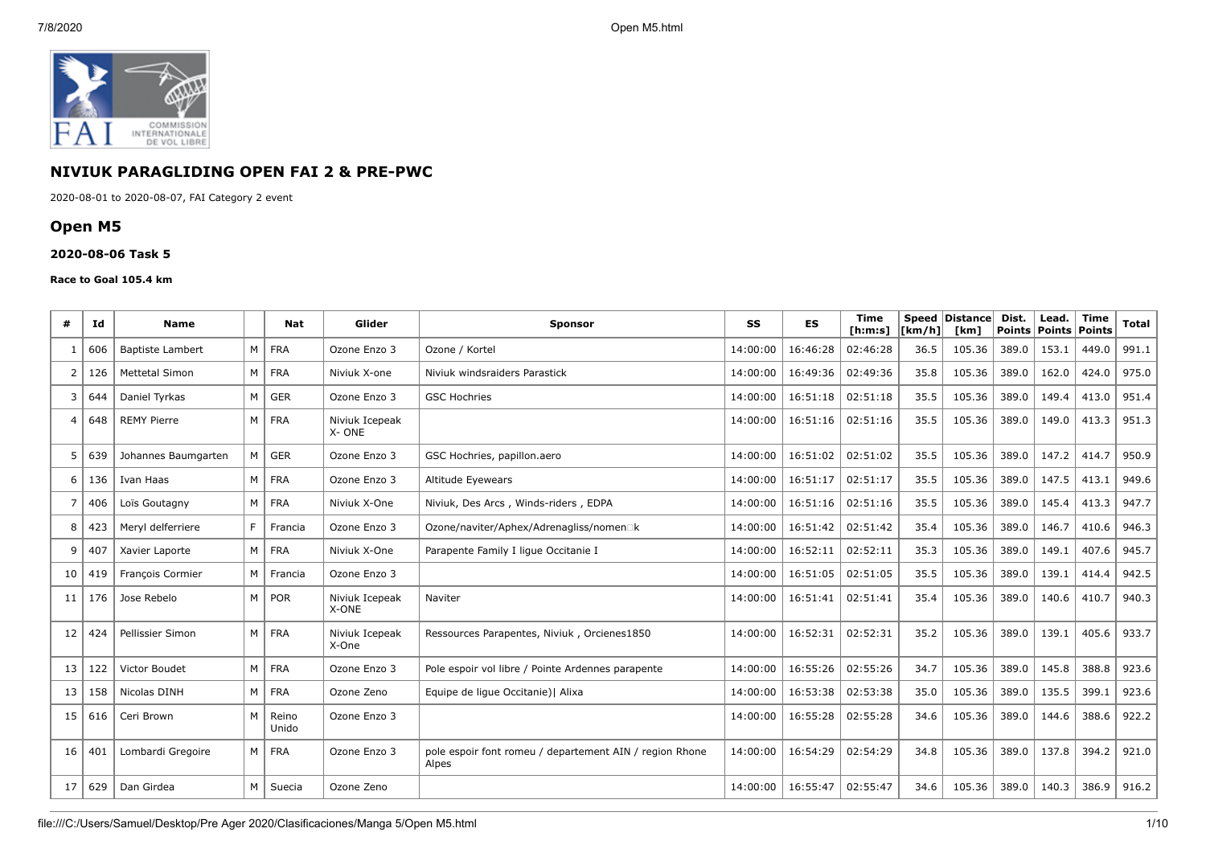## NIVIUK PARAGLIDING OPEN FAI 2 & PRE-PWC

2020-08-01 to 2020-08-07, FAI Category 2 event

## Open M5

#### 2020-08-06 Task 5

##### Race to Goal 105.4 km

| # | Id | Name | | Nat | Glider | Sponsor | SS | ES | Time [h:m:s] | Speed [km/h] | Distance [km] | Dist. Points | Lead. Points | Time Points | Total |
|---|---|---|---|---|---|---|---|---|---|---|---|---|---|---|---|
| 1 | 606 | Baptiste Lambert | M | FRA | Ozone Enzo 3 | Ozone / Kortel | 14:00:00 | 16:46:28 | 02:46:28 | 36.5 | 105.36 | 389.0 | 153.1 | 449.0 | 991.1 |
| 2 | 126 | Mettetal Simon | M | FRA | Niviuk X-one | Niviuk windsraiders Parastick | 14:00:00 | 16:49:36 | 02:49:36 | 35.8 | 105.36 | 389.0 | 162.0 | 424.0 | 975.0 |
| 3 | 644 | Daniel Tyrkas | M | GER | Ozone Enzo 3 | GSC Hochries | 14:00:00 | 16:51:18 | 02:51:18 | 35.5 | 105.36 | 389.0 | 149.4 | 413.0 | 951.4 |
| 4 | 648 | REMY Pierre | M | FRA | Niviuk Icepeak X- ONE | | 14:00:00 | 16:51:16 | 02:51:16 | 35.5 | 105.36 | 389.0 | 149.0 | 413.3 | 951.3 |
| 5 | 639 | Johannes Baumgarten | M | GER | Ozone Enzo 3 | GSC Hochries, papillon.aero | 14:00:00 | 16:51:02 | 02:51:02 | 35.5 | 105.36 | 389.0 | 147.2 | 414.7 | 950.9 |
| 6 | 136 | Ivan Haas | M | FRA | Ozone Enzo 3 | Altitude Eyewears | 14:00:00 | 16:51:17 | 02:51:17 | 35.5 | 105.36 | 389.0 | 147.5 | 413.1 | 949.6 |
| 7 | 406 | Loïs Goutagny | M | FRA | Niviuk X-One | Niviuk, Des Arcs , Winds-riders , EDPA | 14:00:00 | 16:51:16 | 02:51:16 | 35.5 | 105.36 | 389.0 | 145.4 | 413.3 | 947.7 |
| 8 | 423 | Meryl delferriere | F | Francia | Ozone Enzo 3 | Ozone/naviter/Aphex/Adrenagliss/nomen□k | 14:00:00 | 16:51:42 | 02:51:42 | 35.4 | 105.36 | 389.0 | 146.7 | 410.6 | 946.3 |
| 9 | 407 | Xavier Laporte | M | FRA | Niviuk X-One | Parapente Family I ligue Occitanie I | 14:00:00 | 16:52:11 | 02:52:11 | 35.3 | 105.36 | 389.0 | 149.1 | 407.6 | 945.7 |
| 10 | 419 | François Cormier | M | Francia | Ozone Enzo 3 | | 14:00:00 | 16:51:05 | 02:51:05 | 35.5 | 105.36 | 389.0 | 139.1 | 414.4 | 942.5 |
| 11 | 176 | Jose Rebelo | M | POR | Niviuk Icepeak X-ONE | Naviter | 14:00:00 | 16:51:41 | 02:51:41 | 35.4 | 105.36 | 389.0 | 140.6 | 410.7 | 940.3 |
| 12 | 424 | Pellissier Simon | M | FRA | Niviuk Icepeak X-One | Ressources Parapentes, Niviuk , Orcienes1850 | 14:00:00 | 16:52:31 | 02:52:31 | 35.2 | 105.36 | 389.0 | 139.1 | 405.6 | 933.7 |
| 13 | 122 | Victor Boudet | M | FRA | Ozone Enzo 3 | Pole espoir vol libre / Pointe Ardennes parapente | 14:00:00 | 16:55:26 | 02:55:26 | 34.7 | 105.36 | 389.0 | 145.8 | 388.8 | 923.6 |
| 13 | 158 | Nicolas DINH | M | FRA | Ozone Zeno | Equipe de ligue Occitanie)\| Alixa | 14:00:00 | 16:53:38 | 02:53:38 | 35.0 | 105.36 | 389.0 | 135.5 | 399.1 | 923.6 |
| 15 | 616 | Ceri Brown | M | Reino Unido | Ozone Enzo 3 | | 14:00:00 | 16:55:28 | 02:55:28 | 34.6 | 105.36 | 389.0 | 144.6 | 388.6 | 922.2 |
| 16 | 401 | Lombardi Gregoire | M | FRA | Ozone Enzo 3 | pole espoir font romeu / departement AIN / region Rhone Alpes | 14:00:00 | 16:54:29 | 02:54:29 | 34.8 | 105.36 | 389.0 | 137.8 | 394.2 | 921.0 |
| 17 | 629 | Dan Girdea | M | Suecia | Ozone Zeno | | 14:00:00 | 16:55:47 | 02:55:47 | 34.6 | 105.36 | 389.0 | 140.3 | 386.9 | 916.2 |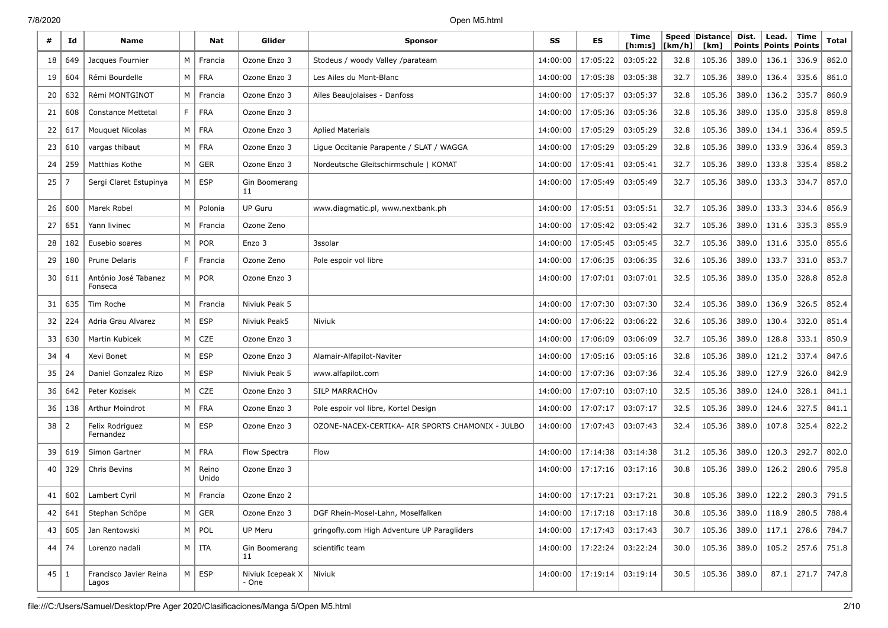| # | Id | Name | | Nat | Glider | Sponsor | SS | ES | Time [h:m:s] | Speed [km/h] | Distance [km] | Dist. Points | Lead. Points | Time Points | Total |
|---|---|---|---|---|---|---|---|---|---|---|---|---|---|---|---|
| 18 | 649 | Jacques Fournier | M | Francia | Ozone Enzo 3 | Stodeus / woody Valley /parateam | 14:00:00 | 17:05:22 | 03:05:22 | 32.8 | 105.36 | 389.0 | 136.1 | 336.9 | 862.0 |
| 19 | 604 | Rémi Bourdelle | M | FRA | Ozone Enzo 3 | Les Ailes du Mont-Blanc | 14:00:00 | 17:05:38 | 03:05:38 | 32.7 | 105.36 | 389.0 | 136.4 | 335.6 | 861.0 |
| 20 | 632 | Rémi MONTGINOT | M | Francia | Ozone Enzo 3 | Ailes Beaujolaises - Danfoss | 14:00:00 | 17:05:37 | 03:05:37 | 32.8 | 105.36 | 389.0 | 136.2 | 335.7 | 860.9 |
| 21 | 608 | Constance Mettetal | F | FRA | Ozone Enzo 3 | | 14:00:00 | 17:05:36 | 03:05:36 | 32.8 | 105.36 | 389.0 | 135.0 | 335.8 | 859.8 |
| 22 | 617 | Mouquet Nicolas | M | FRA | Ozone Enzo 3 | Aplied Materials | 14:00:00 | 17:05:29 | 03:05:29 | 32.8 | 105.36 | 389.0 | 134.1 | 336.4 | 859.5 |
| 23 | 610 | vargas thibaut | M | FRA | Ozone Enzo 3 | Ligue Occitanie Parapente / SLAT / WAGGA | 14:00:00 | 17:05:29 | 03:05:29 | 32.8 | 105.36 | 389.0 | 133.9 | 336.4 | 859.3 |
| 24 | 259 | Matthias Kothe | M | GER | Ozone Enzo 3 | Nordeutsche Gleitschirmschule \| KOMAT | 14:00:00 | 17:05:41 | 03:05:41 | 32.7 | 105.36 | 389.0 | 133.8 | 335.4 | 858.2 |
| 25 | 7 | Sergi Claret Estupinya | M | ESP | Gin Boomerang 11 | | 14:00:00 | 17:05:49 | 03:05:49 | 32.7 | 105.36 | 389.0 | 133.3 | 334.7 | 857.0 |
| 26 | 600 | Marek Robel | M | Polonia | UP Guru | www.diagmatic.pl, www.nextbank.ph | 14:00:00 | 17:05:51 | 03:05:51 | 32.7 | 105.36 | 389.0 | 133.3 | 334.6 | 856.9 |
| 27 | 651 | Yann livinec | M | Francia | Ozone Zeno | | 14:00:00 | 17:05:42 | 03:05:42 | 32.7 | 105.36 | 389.0 | 131.6 | 335.3 | 855.9 |
| 28 | 182 | Eusebio soares | M | POR | Enzo 3 | 3ssolar | 14:00:00 | 17:05:45 | 03:05:45 | 32.7 | 105.36 | 389.0 | 131.6 | 335.0 | 855.6 |
| 29 | 180 | Prune Delaris | F | Francia | Ozone Zeno | Pole espoir vol libre | 14:00:00 | 17:06:35 | 03:06:35 | 32.6 | 105.36 | 389.0 | 133.7 | 331.0 | 853.7 |
| 30 | 611 | António José Tabanez Fonseca | M | POR | Ozone Enzo 3 | | 14:00:00 | 17:07:01 | 03:07:01 | 32.5 | 105.36 | 389.0 | 135.0 | 328.8 | 852.8 |
| 31 | 635 | Tim Roche | M | Francia | Niviuk Peak 5 | | 14:00:00 | 17:07:30 | 03:07:30 | 32.4 | 105.36 | 389.0 | 136.9 | 326.5 | 852.4 |
| 32 | 224 | Adria Grau Alvarez | M | ESP | Niviuk Peak5 | Niviuk | 14:00:00 | 17:06:22 | 03:06:22 | 32.6 | 105.36 | 389.0 | 130.4 | 332.0 | 851.4 |
| 33 | 630 | Martin Kubicek | M | CZE | Ozone Enzo 3 | | 14:00:00 | 17:06:09 | 03:06:09 | 32.7 | 105.36 | 389.0 | 128.8 | 333.1 | 850.9 |
| 34 | 4 | Xevi Bonet | M | ESP | Ozone Enzo 3 | Alamair-Alfapilot-Naviter | 14:00:00 | 17:05:16 | 03:05:16 | 32.8 | 105.36 | 389.0 | 121.2 | 337.4 | 847.6 |
| 35 | 24 | Daniel Gonzalez Rizo | M | ESP | Niviuk Peak 5 | www.alfapilot.com | 14:00:00 | 17:07:36 | 03:07:36 | 32.4 | 105.36 | 389.0 | 127.9 | 326.0 | 842.9 |
| 36 | 642 | Peter Kozisek | M | CZE | Ozone Enzo 3 | SILP MARRACHOv | 14:00:00 | 17:07:10 | 03:07:10 | 32.5 | 105.36 | 389.0 | 124.0 | 328.1 | 841.1 |
| 36 | 138 | Arthur Moindrot | M | FRA | Ozone Enzo 3 | Pole espoir vol libre, Kortel Design | 14:00:00 | 17:07:17 | 03:07:17 | 32.5 | 105.36 | 389.0 | 124.6 | 327.5 | 841.1 |
| 38 | 2 | Felix Rodriguez Fernandez | M | ESP | Ozone Enzo 3 | OZONE-NACEX-CERTIKA- AIR SPORTS CHAMONIX - JULBO | 14:00:00 | 17:07:43 | 03:07:43 | 32.4 | 105.36 | 389.0 | 107.8 | 325.4 | 822.2 |
| 39 | 619 | Simon Gartner | M | FRA | Flow Spectra | Flow | 14:00:00 | 17:14:38 | 03:14:38 | 31.2 | 105.36 | 389.0 | 120.3 | 292.7 | 802.0 |
| 40 | 329 | Chris Bevins | M | Reino Unido | Ozone Enzo 3 | | 14:00:00 | 17:17:16 | 03:17:16 | 30.8 | 105.36 | 389.0 | 126.2 | 280.6 | 795.8 |
| 41 | 602 | Lambert Cyril | M | Francia | Ozone Enzo 2 | | 14:00:00 | 17:17:21 | 03:17:21 | 30.8 | 105.36 | 389.0 | 122.2 | 280.3 | 791.5 |
| 42 | 641 | Stephan Schöpe | M | GER | Ozone Enzo 3 | DGF Rhein-Mosel-Lahn, Moselfalken | 14:00:00 | 17:17:18 | 03:17:18 | 30.8 | 105.36 | 389.0 | 118.9 | 280.5 | 788.4 |
| 43 | 605 | Jan Rentowski | M | POL | UP Meru | gringofly.com High Adventure UP Paragliders | 14:00:00 | 17:17:43 | 03:17:43 | 30.7 | 105.36 | 389.0 | 117.1 | 278.6 | 784.7 |
| 44 | 74 | Lorenzo nadali | M | ITA | Gin Boomerang 11 | scientific team | 14:00:00 | 17:22:24 | 03:22:24 | 30.0 | 105.36 | 389.0 | 105.2 | 257.6 | 751.8 |
| 45 | 1 | Francisco Javier Reina Lagos | M | ESP | Niviuk Icepeak X - One | Niviuk | 14:00:00 | 17:19:14 | 03:19:14 | 30.5 | 105.36 | 389.0 | 87.1 | 271.7 | 747.8 |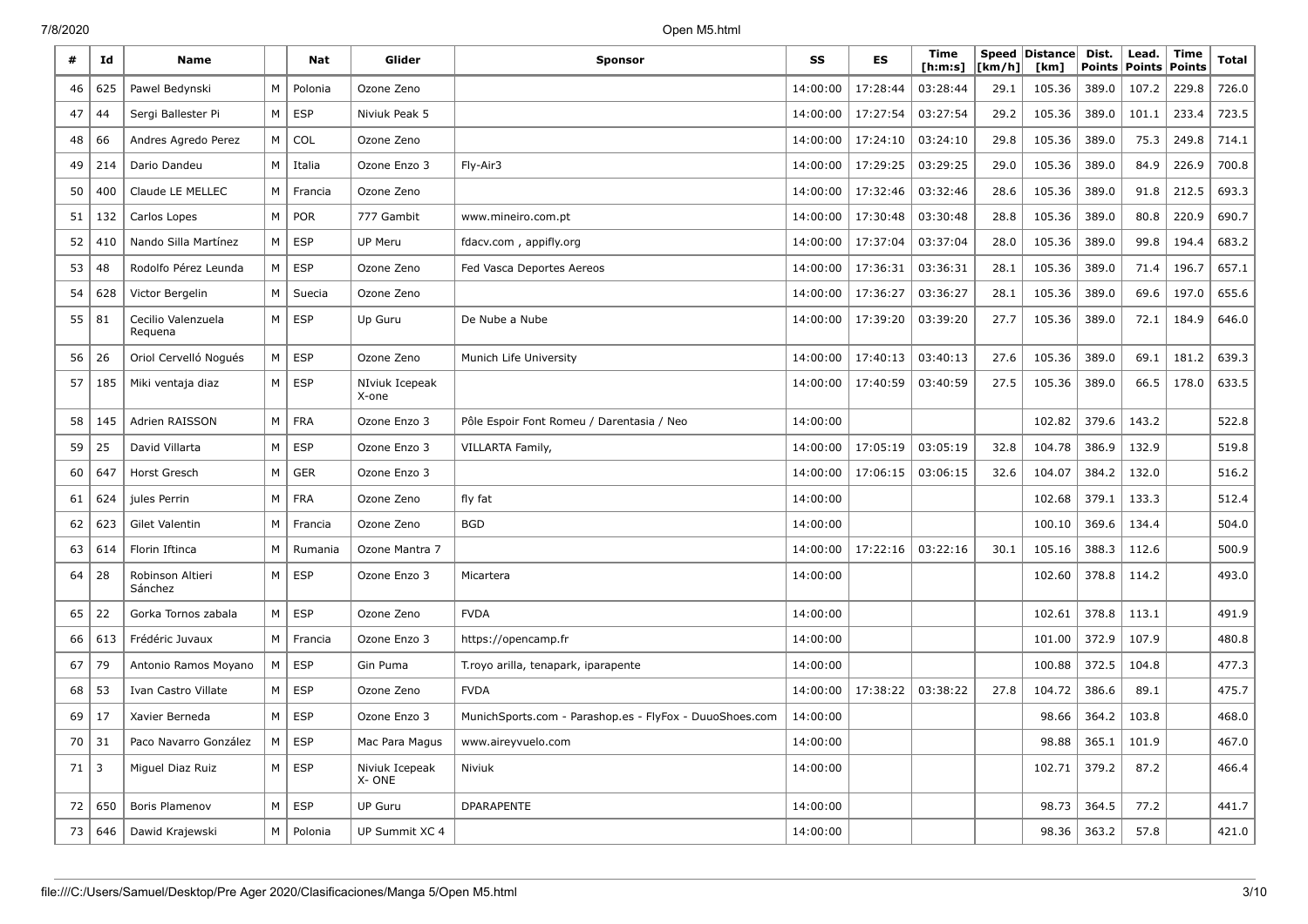| # | Id | Name | | Nat | Glider | Sponsor | SS | ES | Time [h:m:s] | Speed [km/h] | Distance [km] | Dist. Points | Lead. Points | Time Points | Total |
|---|---|---|---|---|---|---|---|---|---|---|---|---|---|---|---|
| 46 | 625 | Pawel Bedynski | M | Polonia | Ozone Zeno | | 14:00:00 | 17:28:44 | 03:28:44 | 29.1 | 105.36 | 389.0 | 107.2 | 229.8 | 726.0 |
| 47 | 44 | Sergi Ballester Pi | M | ESP | Niviuk Peak 5 | | 14:00:00 | 17:27:54 | 03:27:54 | 29.2 | 105.36 | 389.0 | 101.1 | 233.4 | 723.5 |
| 48 | 66 | Andres Agredo Perez | M | COL | Ozone Zeno | | 14:00:00 | 17:24:10 | 03:24:10 | 29.8 | 105.36 | 389.0 | 75.3 | 249.8 | 714.1 |
| 49 | 214 | Dario Dandeu | M | Italia | Ozone Enzo 3 | Fly-Air3 | 14:00:00 | 17:29:25 | 03:29:25 | 29.0 | 105.36 | 389.0 | 84.9 | 226.9 | 700.8 |
| 50 | 400 | Claude LE MELLEC | M | Francia | Ozone Zeno | | 14:00:00 | 17:32:46 | 03:32:46 | 28.6 | 105.36 | 389.0 | 91.8 | 212.5 | 693.3 |
| 51 | 132 | Carlos Lopes | M | POR | 777 Gambit | www.mineiro.com.pt | 14:00:00 | 17:30:48 | 03:30:48 | 28.8 | 105.36 | 389.0 | 80.8 | 220.9 | 690.7 |
| 52 | 410 | Nando Silla Martínez | M | ESP | UP Meru | fdacv.com , appifly.org | 14:00:00 | 17:37:04 | 03:37:04 | 28.0 | 105.36 | 389.0 | 99.8 | 194.4 | 683.2 |
| 53 | 48 | Rodolfo Pérez Leunda | M | ESP | Ozone Zeno | Fed Vasca Deportes Aereos | 14:00:00 | 17:36:31 | 03:36:31 | 28.1 | 105.36 | 389.0 | 71.4 | 196.7 | 657.1 |
| 54 | 628 | Victor Bergelin | M | Suecia | Ozone Zeno | | 14:00:00 | 17:36:27 | 03:36:27 | 28.1 | 105.36 | 389.0 | 69.6 | 197.0 | 655.6 |
| 55 | 81 | Cecilio Valenzuela Requena | M | ESP | Up Guru | De Nube a Nube | 14:00:00 | 17:39:20 | 03:39:20 | 27.7 | 105.36 | 389.0 | 72.1 | 184.9 | 646.0 |
| 56 | 26 | Oriol Cervelló Nogués | M | ESP | Ozone Zeno | Munich Life University | 14:00:00 | 17:40:13 | 03:40:13 | 27.6 | 105.36 | 389.0 | 69.1 | 181.2 | 639.3 |
| 57 | 185 | Miki ventaja diaz | M | ESP | NIviuk Icepeak X-one | | 14:00:00 | 17:40:59 | 03:40:59 | 27.5 | 105.36 | 389.0 | 66.5 | 178.0 | 633.5 |
| 58 | 145 | Adrien RAISSON | M | FRA | Ozone Enzo 3 | Pôle Espoir Font Romeu / Darentasia / Neo | 14:00:00 | | | | 102.82 | 379.6 | 143.2 | | 522.8 |
| 59 | 25 | David Villarta | M | ESP | Ozone Enzo 3 | VILLARTA Family, | 14:00:00 | 17:05:19 | 03:05:19 | 32.8 | 104.78 | 386.9 | 132.9 | | 519.8 |
| 60 | 647 | Horst Gresch | M | GER | Ozone Enzo 3 | | 14:00:00 | 17:06:15 | 03:06:15 | 32.6 | 104.07 | 384.2 | 132.0 | | 516.2 |
| 61 | 624 | jules Perrin | M | FRA | Ozone Zeno | fly fat | 14:00:00 | | | | 102.68 | 379.1 | 133.3 | | 512.4 |
| 62 | 623 | Gilet Valentin | M | Francia | Ozone Zeno | BGD | 14:00:00 | | | | 100.10 | 369.6 | 134.4 | | 504.0 |
| 63 | 614 | Florin Iftinca | M | Rumania | Ozone Mantra 7 | | 14:00:00 | 17:22:16 | 03:22:16 | 30.1 | 105.16 | 388.3 | 112.6 | | 500.9 |
| 64 | 28 | Robinson Altieri Sánchez | M | ESP | Ozone Enzo 3 | Micartera | 14:00:00 | | | | 102.60 | 378.8 | 114.2 | | 493.0 |
| 65 | 22 | Gorka Tornos zabala | M | ESP | Ozone Zeno | FVDA | 14:00:00 | | | | 102.61 | 378.8 | 113.1 | | 491.9 |
| 66 | 613 | Frédéric Juvaux | M | Francia | Ozone Enzo 3 | https://opencamp.fr | 14:00:00 | | | | 101.00 | 372.9 | 107.9 | | 480.8 |
| 67 | 79 | Antonio Ramos Moyano | M | ESP | Gin Puma | T.royo arilla, tenapark, iparapente | 14:00:00 | | | | 100.88 | 372.5 | 104.8 | | 477.3 |
| 68 | 53 | Ivan Castro Villate | M | ESP | Ozone Zeno | FVDA | 14:00:00 | 17:38:22 | 03:38:22 | 27.8 | 104.72 | 386.6 | 89.1 | | 475.7 |
| 69 | 17 | Xavier Berneda | M | ESP | Ozone Enzo 3 | MunichSports.com - Parashop.es - FlyFox - DuuoShoes.com | 14:00:00 | | | | 98.66 | 364.2 | 103.8 | | 468.0 |
| 70 | 31 | Paco Navarro González | M | ESP | Mac Para Magus | www.aireyvuelo.com | 14:00:00 | | | | 98.88 | 365.1 | 101.9 | | 467.0 |
| 71 | 3 | Miguel Diaz Ruiz | M | ESP | Niviuk Icepeak X- ONE | Niviuk | 14:00:00 | | | | 102.71 | 379.2 | 87.2 | | 466.4 |
| 72 | 650 | Boris Plamenov | M | ESP | UP Guru | DPARAPENTE | 14:00:00 | | | | 98.73 | 364.5 | 77.2 | | 441.7 |
| 73 | 646 | Dawid Krajewski | M | Polonia | UP Summit XC 4 | | 14:00:00 | | | | 98.36 | 363.2 | 57.8 | | 421.0 |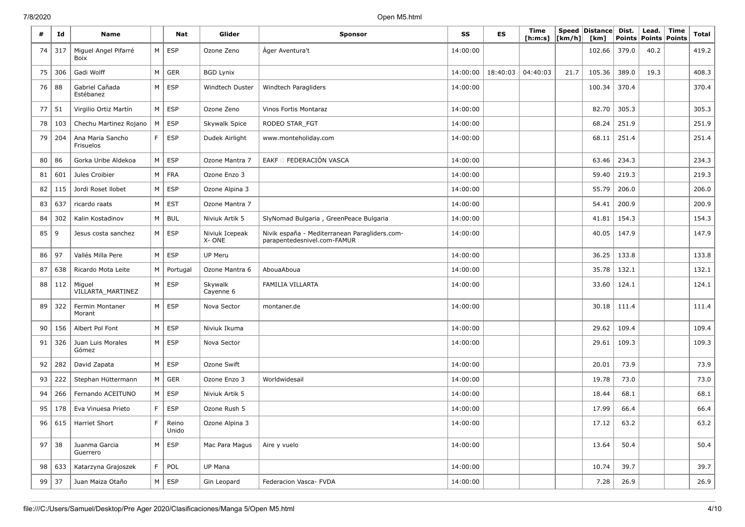| # | Id | Name | | Nat | Glider | Sponsor | SS | ES | Time [h:m:s] | Speed [km/h] | Distance [km] | Dist. Points | Lead. Points | Time Points | Total |
|---|---|---|---|---|---|---|---|---|---|---|---|---|---|---|---|
| 74 | 317 | Miguel Angel Pifarré Boix | M | ESP | Ozone Zeno | Àger Aventura't | 14:00:00 | | | | 102.66 | 379.0 | 40.2 | | 419.2 |
| 75 | 306 | Gadi Wolff | M | GER | BGD Lynix | | 14:00:00 | 18:40:03 | 04:40:03 | 21.7 | 105.36 | 389.0 | 19.3 | | 408.3 |
| 76 | 88 | Gabriel Cañada Estébanez | M | ESP | Windtech Duster | Windtech Paragliders | 14:00:00 | | | | 100.34 | 370.4 | | | 370.4 |
| 77 | 51 | Virgilio Ortiz Martín | M | ESP | Ozone Zeno | Vinos Fortis Montaraz | 14:00:00 | | | | 82.70 | 305.3 | | | 305.3 |
| 78 | 103 | Chechu Martinez Rojano | M | ESP | Skywalk Spice | RODEO STAR_FGT | 14:00:00 | | | | 68.24 | 251.9 | | | 251.9 |
| 79 | 204 | Ana Maria Sancho Frisuelos | F | ESP | Dudek Airlight | www.monteholiday.com | 14:00:00 | | | | 68.11 | 251.4 | | | 251.4 |
| 80 | 86 | Gorka Uribe Aldekoa | M | ESP | Ozone Mantra 7 | EAKF  FEDERACIÓN VASCA | 14:00:00 | | | | 63.46 | 234.3 | | | 234.3 |
| 81 | 601 | Jules Croibier | M | FRA | Ozone Enzo 3 | | 14:00:00 | | | | 59.40 | 219.3 | | | 219.3 |
| 82 | 115 | Jordi Roset llobet | M | ESP | Ozone Alpina 3 | | 14:00:00 | | | | 55.79 | 206.0 | | | 206.0 |
| 83 | 637 | ricardo raats | M | EST | Ozone Mantra 7 | | 14:00:00 | | | | 54.41 | 200.9 | | | 200.9 |
| 84 | 302 | Kalin Kostadinov | M | BUL | Niviuk Artik 5 | SlyNomad Bulgaria , GreenPeace Bulgaria | 14:00:00 | | | | 41.81 | 154.3 | | | 154.3 |
| 85 | 9 | Jesus costa sanchez | M | ESP | Niviuk Icepeak X- ONE | Nivik españa - Mediterranean Paragliders.com-parapentedesnivel.com-FAMUR | 14:00:00 | | | | 40.05 | 147.9 | | | 147.9 |
| 86 | 97 | Vallés Milla Pere | M | ESP | UP Meru | | 14:00:00 | | | | 36.25 | 133.8 | | | 133.8 |
| 87 | 638 | Ricardo Mota Leite | M | Portugal | Ozone Mantra 6 | AbouaAboua | 14:00:00 | | | | 35.78 | 132.1 | | | 132.1 |
| 88 | 112 | Miguel VILLARTA_MARTINEZ | M | ESP | Skywalk Cayenne 6 | FAMILIA VILLARTA | 14:00:00 | | | | 33.60 | 124.1 | | | 124.1 |
| 89 | 322 | Fermin Montaner Morant | M | ESP | Nova Sector | montaner.de | 14:00:00 | | | | 30.18 | 111.4 | | | 111.4 |
| 90 | 156 | Albert Pol Font | M | ESP | Niviuk Ikuma | | 14:00:00 | | | | 29.62 | 109.4 | | | 109.4 |
| 91 | 326 | Juan Luis Morales Gómez | M | ESP | Nova Sector | | 14:00:00 | | | | 29.61 | 109.3 | | | 109.3 |
| 92 | 282 | David Zapata | M | ESP | Ozone Swift | | 14:00:00 | | | | 20.01 | 73.9 | | | 73.9 |
| 93 | 222 | Stephan Hüttermann | M | GER | Ozone Enzo 3 | Worldwidesail | 14:00:00 | | | | 19.78 | 73.0 | | | 73.0 |
| 94 | 266 | Fernando ACEITUNO | M | ESP | Niviuk Artik 5 | | 14:00:00 | | | | 18.44 | 68.1 | | | 68.1 |
| 95 | 178 | Eva Vinuesa Prieto | F | ESP | Ozone Rush 5 | | 14:00:00 | | | | 17.99 | 66.4 | | | 66.4 |
| 96 | 615 | Harriet Short | F | Reino Unido | Ozone Alpina 3 | | 14:00:00 | | | | 17.12 | 63.2 | | | 63.2 |
| 97 | 38 | Juanma Garcia Guerrero | M | ESP | Mac Para Magus | Aire y vuelo | 14:00:00 | | | | 13.64 | 50.4 | | | 50.4 |
| 98 | 633 | Katarzyna Grajoszek | F | POL | UP Mana | | 14:00:00 | | | | 10.74 | 39.7 | | | 39.7 |
| 99 | 37 | Juan Maiza Otaño | M | ESP | Gin Leopard | Federacion Vasca- FVDA | 14:00:00 | | | | 7.28 | 26.9 | | | 26.9 |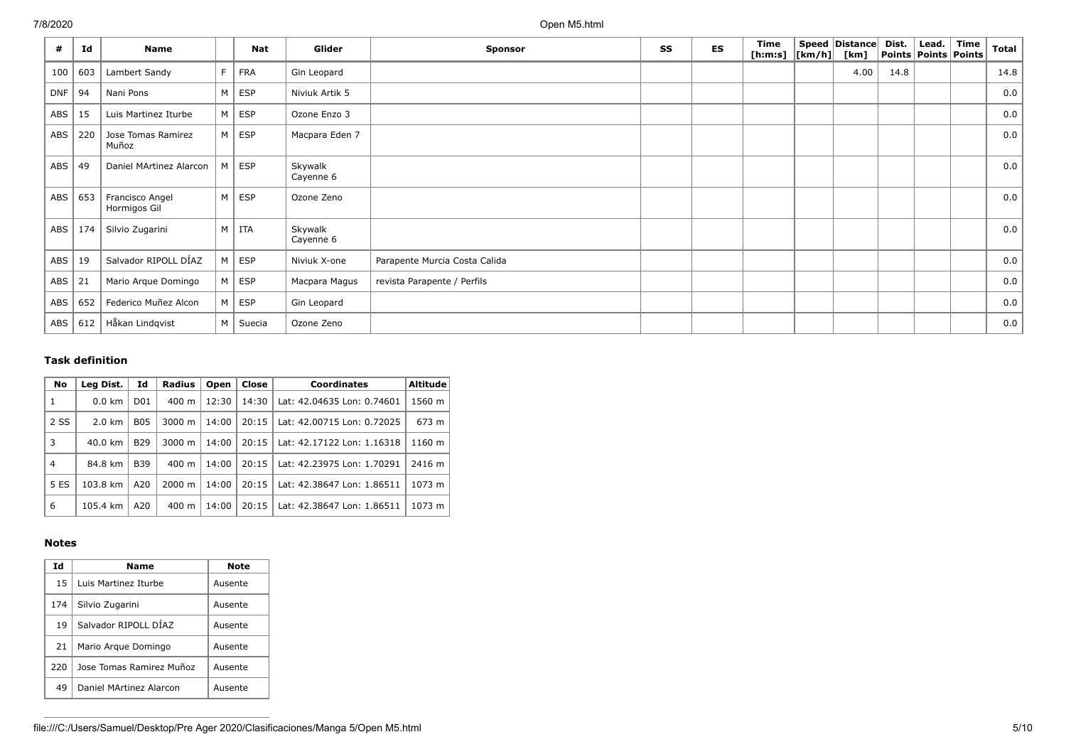| # | Id | Name | | Nat | Glider | Sponsor | SS | ES | Time [h:m:s] | Speed [km/h] | Distance [km] | Dist. Points | Lead. Points | Time Points | Total |
|---|---|---|---|---|---|---|---|---|---|---|---|---|---|---|---|
| 100 | 603 | Lambert Sandy | F | FRA | Gin Leopard | | | | | | 4.00 | 14.8 | | | 14.8 |
| DNF | 94 | Nani Pons | M | ESP | Niviuk Artik 5 | | | | | | | | | | 0.0 |
| ABS | 15 | Luis Martinez Iturbe | M | ESP | Ozone Enzo 3 | | | | | | | | | | 0.0 |
| ABS | 220 | Jose Tomas Ramirez Muñoz | M | ESP | Macpara Eden 7 | | | | | | | | | | 0.0 |
| ABS | 49 | Daniel MArtinez Alarcon | M | ESP | Skywalk Cayenne 6 | | | | | | | | | | 0.0 |
| ABS | 653 | Francisco Angel Hormigos Gil | M | ESP | Ozone Zeno | | | | | | | | | | 0.0 |
| ABS | 174 | Silvio Zugarini | M | ITA | Skywalk Cayenne 6 | | | | | | | | | | 0.0 |
| ABS | 19 | Salvador RIPOLL DÍAZ | M | ESP | Niviuk X-one | Parapente Murcia Costa Calida | | | | | | | | | 0.0 |
| ABS | 21 | Mario Arque Domingo | M | ESP | Macpara Magus | revista Parapente / Perfils | | | | | | | | | 0.0 |
| ABS | 652 | Federico Muñez Alcon | M | ESP | Gin Leopard | | | | | | | | | | 0.0 |
| ABS | 612 | Håkan Lindqvist | M | Suecia | Ozone Zeno | | | | | | | | | | 0.0 |

### Task definition

| No | Leg Dist. | Id | Radius | Open | Close | Coordinates | Altitude |
|---|---|---|---|---|---|---|---|
| 1 | 0.0 km | D01 | 400 m | 12:30 | 14:30 | Lat: 42.04635 Lon: 0.74601 | 1560 m |
| 2 SS | 2.0 km | B05 | 3000 m | 14:00 | 20:15 | Lat: 42.00715 Lon: 0.72025 | 673 m |
| 3 | 40.0 km | B29 | 3000 m | 14:00 | 20:15 | Lat: 42.17122 Lon: 1.16318 | 1160 m |
| 4 | 84.8 km | B39 | 400 m | 14:00 | 20:15 | Lat: 42.23975 Lon: 1.70291 | 2416 m |
| 5 ES | 103.8 km | A20 | 2000 m | 14:00 | 20:15 | Lat: 42.38647 Lon: 1.86511 | 1073 m |
| 6 | 105.4 km | A20 | 400 m | 14:00 | 20:15 | Lat: 42.38647 Lon: 1.86511 | 1073 m |

### Notes

| Id | Name | Note |
|---|---|---|
| 15 | Luis Martinez Iturbe | Ausente |
| 174 | Silvio Zugarini | Ausente |
| 19 | Salvador RIPOLL DÍAZ | Ausente |
| 21 | Mario Arque Domingo | Ausente |
| 220 | Jose Tomas Ramirez Muñoz | Ausente |
| 49 | Daniel MArtinez Alarcon | Ausente |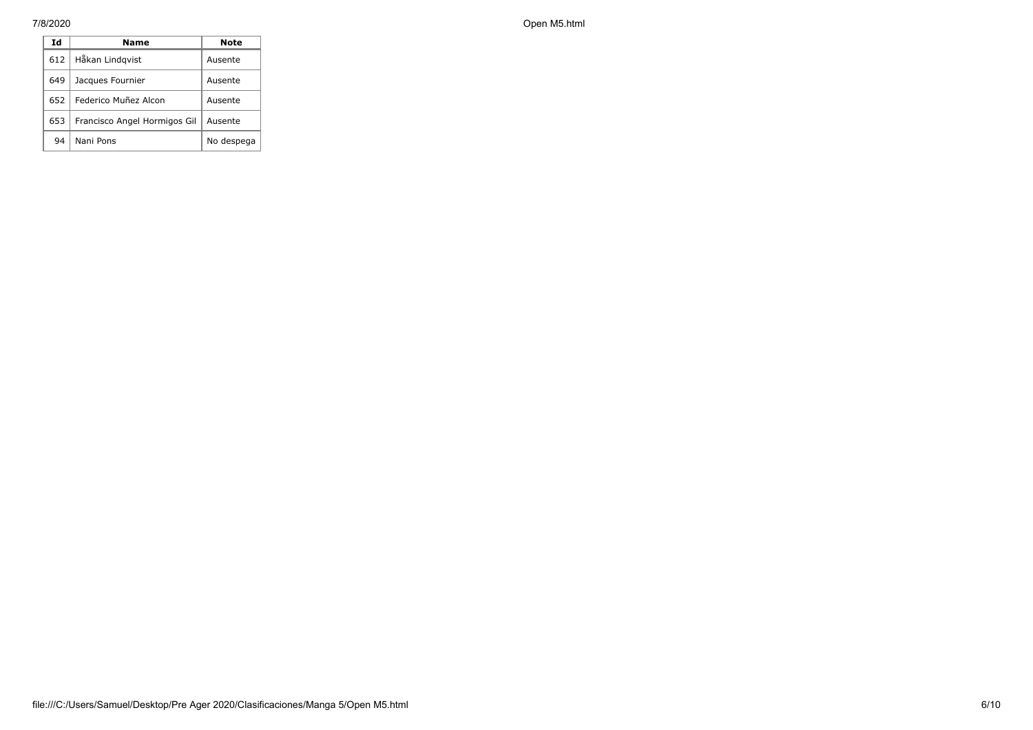| Id | Name | Note |
| --- | --- | --- |
| 612 | Håkan Lindqvist | Ausente |
| 649 | Jacques Fournier | Ausente |
| 652 | Federico Muñez Alcon | Ausente |
| 653 | Francisco Angel Hormigos Gil | Ausente |
| 94 | Nani Pons | No despega |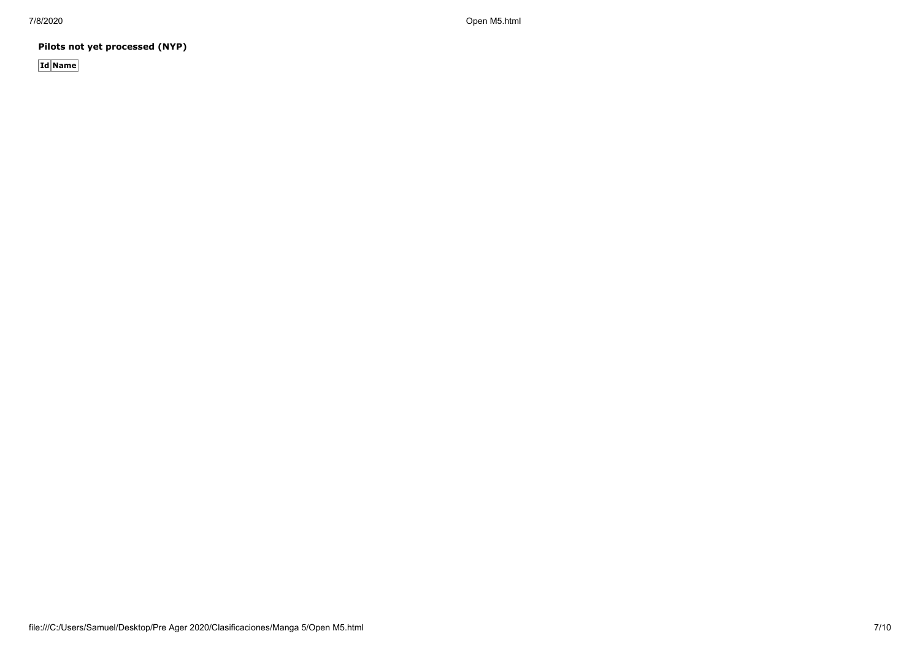**Pilots not yet processed (NYP)**

| Id | Name |
|---|---|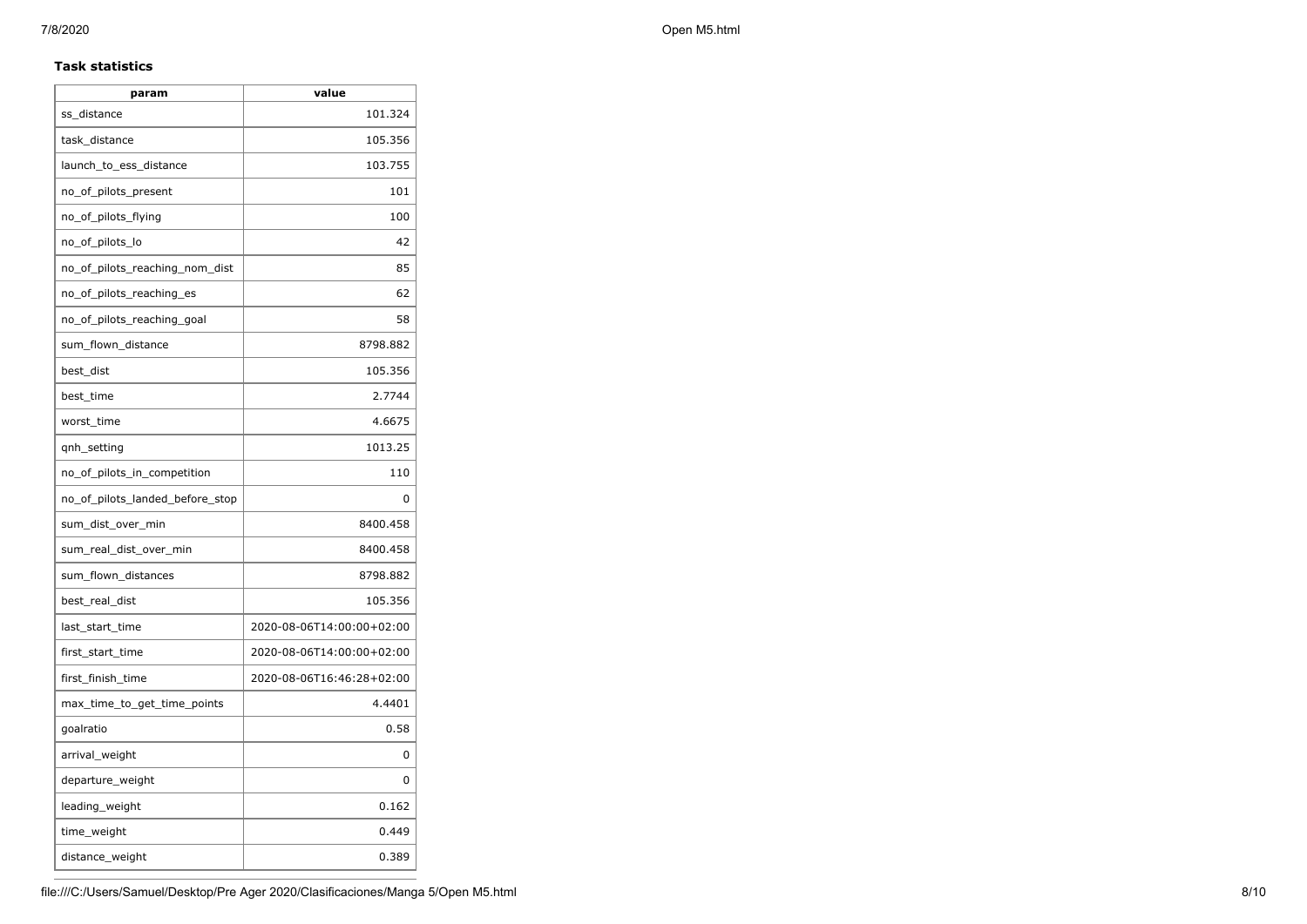**Task statistics**

| param | value |
|---|---|
| ss_distance | 101.324 |
| task_distance | 105.356 |
| launch_to_ess_distance | 103.755 |
| no_of_pilots_present | 101 |
| no_of_pilots_flying | 100 |
| no_of_pilots_lo | 42 |
| no_of_pilots_reaching_nom_dist | 85 |
| no_of_pilots_reaching_es | 62 |
| no_of_pilots_reaching_goal | 58 |
| sum_flown_distance | 8798.882 |
| best_dist | 105.356 |
| best_time | 2.7744 |
| worst_time | 4.6675 |
| qnh_setting | 1013.25 |
| no_of_pilots_in_competition | 110 |
| no_of_pilots_landed_before_stop | 0 |
| sum_dist_over_min | 8400.458 |
| sum_real_dist_over_min | 8400.458 |
| sum_flown_distances | 8798.882 |
| best_real_dist | 105.356 |
| last_start_time | 2020-08-06T14:00:00+02:00 |
| first_start_time | 2020-08-06T14:00:00+02:00 |
| first_finish_time | 2020-08-06T16:46:28+02:00 |
| max_time_to_get_time_points | 4.4401 |
| goalratio | 0.58 |
| arrival_weight | 0 |
| departure_weight | 0 |
| leading_weight | 0.162 |
| time_weight | 0.449 |
| distance_weight | 0.389 |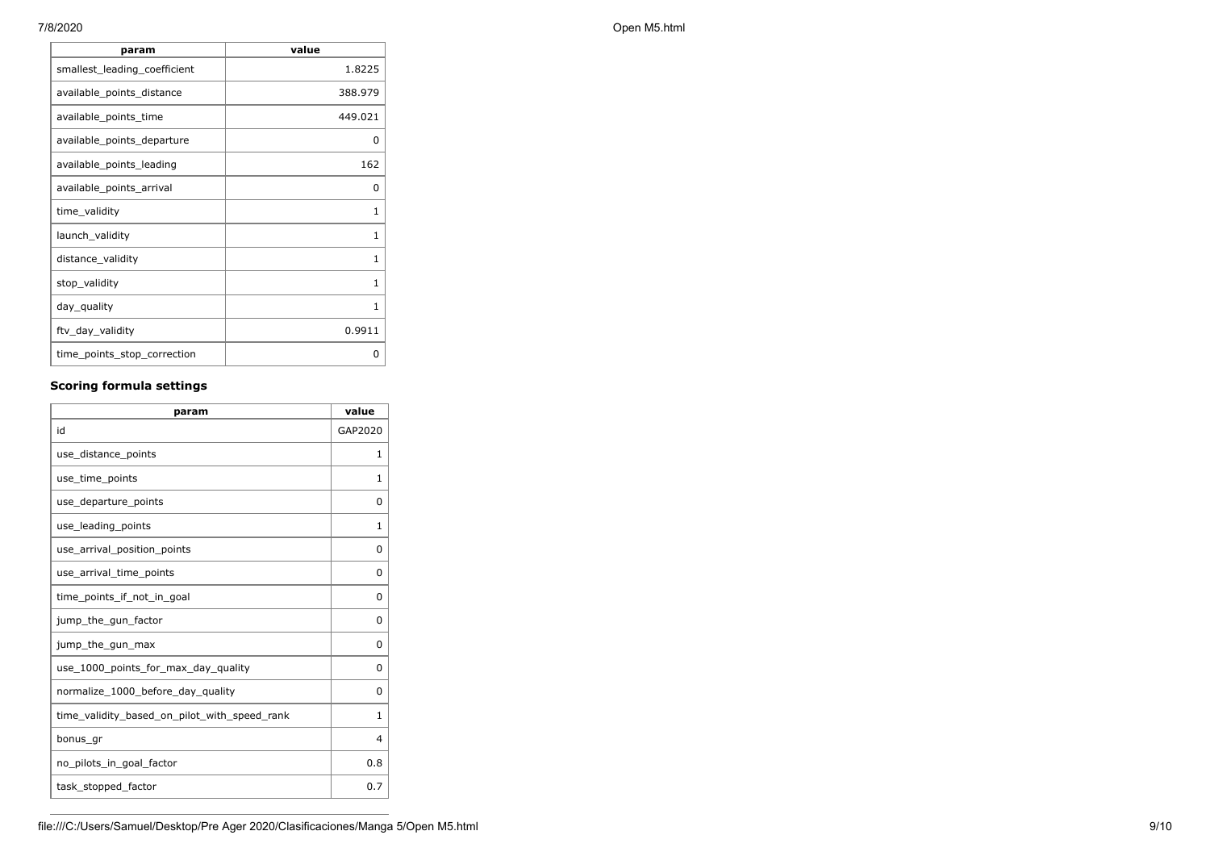| param | value |
| --- | --- |
| smallest_leading_coefficient | 1.8225 |
| available_points_distance | 388.979 |
| available_points_time | 449.021 |
| available_points_departure | 0 |
| available_points_leading | 162 |
| available_points_arrival | 0 |
| time_validity | 1 |
| launch_validity | 1 |
| distance_validity | 1 |
| stop_validity | 1 |
| day_quality | 1 |
| ftv_day_validity | 0.9911 |
| time_points_stop_correction | 0 |

### Scoring formula settings

| param | value |
| --- | --- |
| id | GAP2020 |
| use_distance_points | 1 |
| use_time_points | 1 |
| use_departure_points | 0 |
| use_leading_points | 1 |
| use_arrival_position_points | 0 |
| use_arrival_time_points | 0 |
| time_points_if_not_in_goal | 0 |
| jump_the_gun_factor | 0 |
| jump_the_gun_max | 0 |
| use_1000_points_for_max_day_quality | 0 |
| normalize_1000_before_day_quality | 0 |
| time_validity_based_on_pilot_with_speed_rank | 1 |
| bonus_gr | 4 |
| no_pilots_in_goal_factor | 0.8 |
| task_stopped_factor | 0.7 |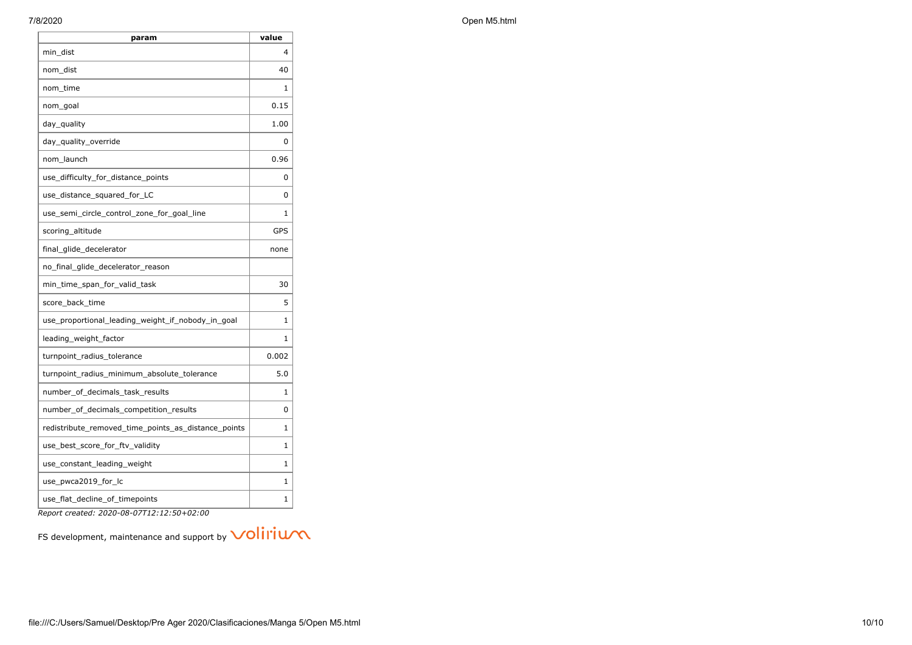| param | value |
|---|---|
| min_dist | 4 |
| nom_dist | 40 |
| nom_time | 1 |
| nom_goal | 0.15 |
| day_quality | 1.00 |
| day_quality_override | 0 |
| nom_launch | 0.96 |
| use_difficulty_for_distance_points | 0 |
| use_distance_squared_for_LC | 0 |
| use_semi_circle_control_zone_for_goal_line | 1 |
| scoring_altitude | GPS |
| final_glide_decelerator | none |
| no_final_glide_decelerator_reason | |
| min_time_span_for_valid_task | 30 |
| score_back_time | 5 |
| use_proportional_leading_weight_if_nobody_in_goal | 1 |
| leading_weight_factor | 1 |
| turnpoint_radius_tolerance | 0.002 |
| turnpoint_radius_minimum_absolute_tolerance | 5.0 |
| number_of_decimals_task_results | 1 |
| number_of_decimals_competition_results | 0 |
| redistribute_removed_time_points_as_distance_points | 1 |
| use_best_score_for_ftv_validity | 1 |
| use_constant_leading_weight | 1 |
| use_pwca2019_for_lc | 1 |
| use_flat_decline_of_timepoints | 1 |

*Report created: 2020-08-07T12:12:50+02:00*

FS development, maintenance and support by volirium